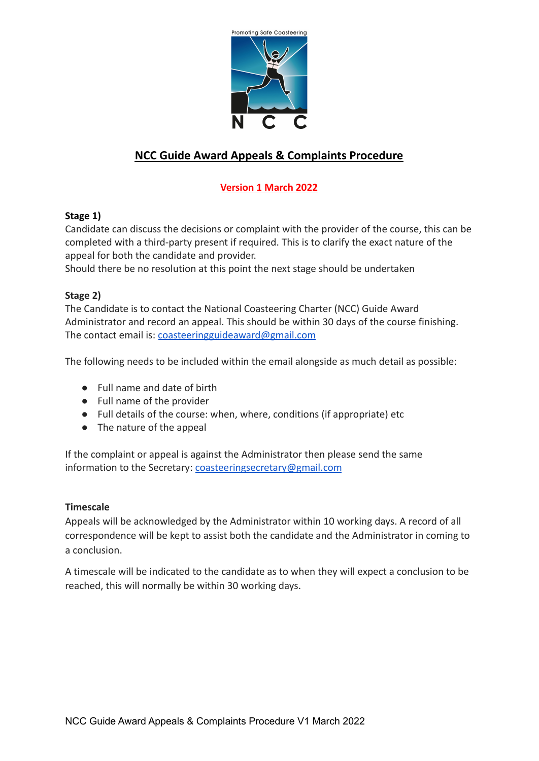# NCC Guide Award Appeals & Complaints Procedure

**Version 1 March 2022**

**Stage 1)**

Candidate can discuss the decisions or complaint with the provider of the course, this can be completed with a third-party present if required. This is to clarify the exact nature of the appeal for both the candidate and provider.

Should there be no resolution at this point the next stage should be undertaken

**Stage 2)**

The Candidate is to contact the National Coasteering Charter (NCC) Guide Award Administrator and record an appeal. This should be within 30 days of the course finishing. The contact email is: coasteeringguideaward@gmail.com

The following needs to be included within the email alongside as much detail as possible:

- Full name and date of birth
- Full name of the provider
- Full details of the course: when, where, conditions (if appropriate) etc
- The nature of the appeal

If the complaint or appeal is against the Administrator then please send the same information to the Secretary: coasteeringsecretary@gmail.com

**Timescale**

Appeals will be acknowledged by the Administrator within 10 working days. A record of all correspondence will be kept to assist both the candidate and the Administrator in coming to a conclusion.

A timescale will be indicated to the candidate as to when they will expect a conclusion to be reached, this will normally be within 30 working days.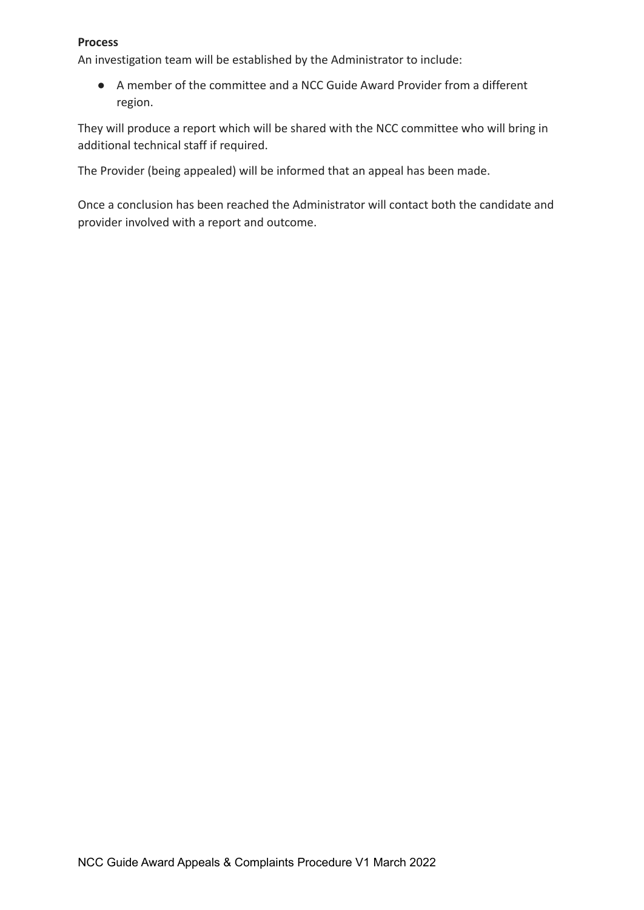**Process**

An investigation team will be established by the Administrator to include:

- A member of the committee and a NCC Guide Award Provider from a different region.

They will produce a report which will be shared with the NCC committee who will bring in additional technical staff if required.

The Provider (being appealed) will be informed that an appeal has been made.

Once a conclusion has been reached the Administrator will contact both the candidate and provider involved with a report and outcome.